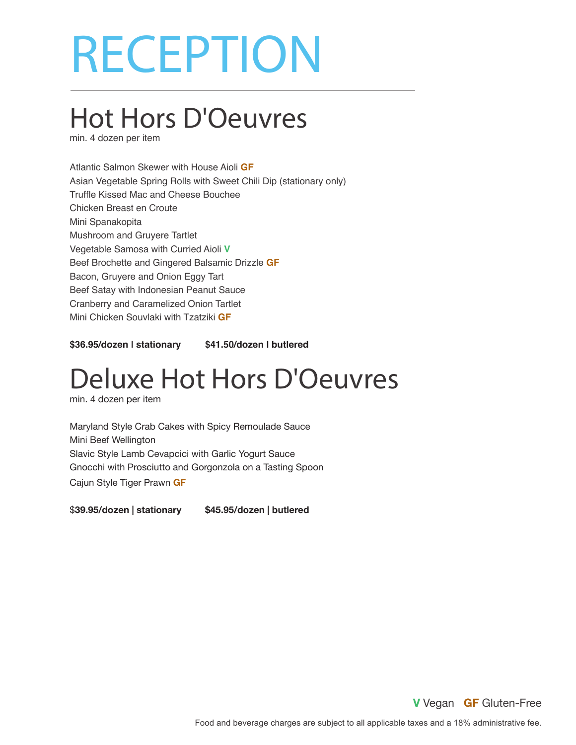# RECEPTION

## Hot Hors D'Oeuvres

min. 4 dozen per item

Atlantic Salmon Skewer with House Aioli **GF**
Asian Vegetable Spring Rolls with Sweet Chili Dip (stationary only)
Truffle Kissed Mac and Cheese Bouchee
Chicken Breast en Croute
Mini Spanakopita
Mushroom and Gruyere Tartlet
Vegetable Samosa with Curried Aioli **V**
Beef Brochette and Gingered Balsamic Drizzle **GF**
Bacon, Gruyere and Onion Eggy Tart
Beef Satay with Indonesian Peanut Sauce
Cranberry and Caramelized Onion Tartlet
Mini Chicken Souvlaki with Tzatziki **GF**

**$36.95/dozen | stationary** **$41.50/dozen | butlered**

## Deluxe Hot Hors D'Oeuvres

min. 4 dozen per item

Maryland Style Crab Cakes with Spicy Remoulade Sauce
Mini Beef Wellington
Slavic Style Lamb Cevapcici with Garlic Yogurt Sauce
Gnocchi with Prosciutto and Gorgonzola on a Tasting Spoon
Cajun Style Tiger Prawn **GF**

$**39.95/dozen | stationary** **$45.95/dozen | butlered**

**V** Vegan **GF** Gluten-Free

Food and beverage charges are subject to all applicable taxes and a 18% administrative fee.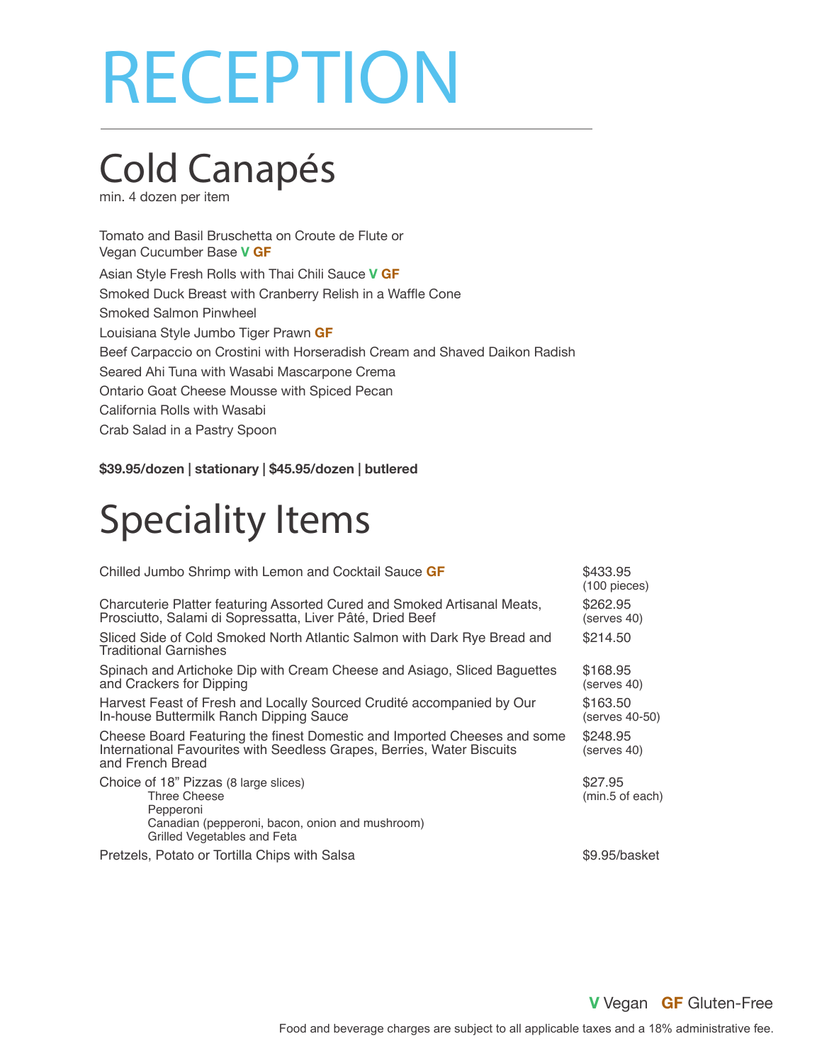# RECEPTION

## Cold Canapés

min. 4 dozen per item

Tomato and Basil Bruschetta on Croute de Flute or Vegan Cucumber Base **V** **GF**

Asian Style Fresh Rolls with Thai Chili Sauce **V** **GF**

Smoked Duck Breast with Cranberry Relish in a Waffle Cone

Smoked Salmon Pinwheel

Louisiana Style Jumbo Tiger Prawn **GF**

Beef Carpaccio on Crostini with Horseradish Cream and Shaved Daikon Radish

Seared Ahi Tuna with Wasabi Mascarpone Crema

Ontario Goat Cheese Mousse with Spiced Pecan

California Rolls with Wasabi

Crab Salad in a Pastry Spoon

**$39.95/dozen | stationary | $45.95/dozen | butlered**

## Speciality Items

| Item | Price |
| --- | --- |
| Chilled Jumbo Shrimp with Lemon and Cocktail Sauce **GF** | $433.95 (100 pieces) |
| Charcuterie Platter featuring Assorted Cured and Smoked Artisanal Meats, Prosciutto, Salami di Sopressatta, Liver Pâté, Dried Beef | $262.95 (serves 40) |
| Sliced Side of Cold Smoked North Atlantic Salmon with Dark Rye Bread and Traditional Garnishes | $214.50 |
| Spinach and Artichoke Dip with Cream Cheese and Asiago, Sliced Baguettes and Crackers for Dipping | $168.95 (serves 40) |
| Harvest Feast of Fresh and Locally Sourced Crudité accompanied by Our In-house Buttermilk Ranch Dipping Sauce | $163.50 (serves 40-50) |
| Cheese Board Featuring the finest Domestic and Imported Cheeses and some International Favourites with Seedless Grapes, Berries, Water Biscuits and French Bread | $248.95 (serves 40) |
| Choice of 18" Pizzas (8 large slices): Three Cheese; Pepperoni; Canadian (pepperoni, bacon, onion and mushroom); Grilled Vegetables and Feta | $27.95 (min.5 of each) |
| Pretzels, Potato or Tortilla Chips with Salsa | $9.95/basket |

**V** Vegan **GF** Gluten-Free

Food and beverage charges are subject to all applicable taxes and a 18% administrative fee.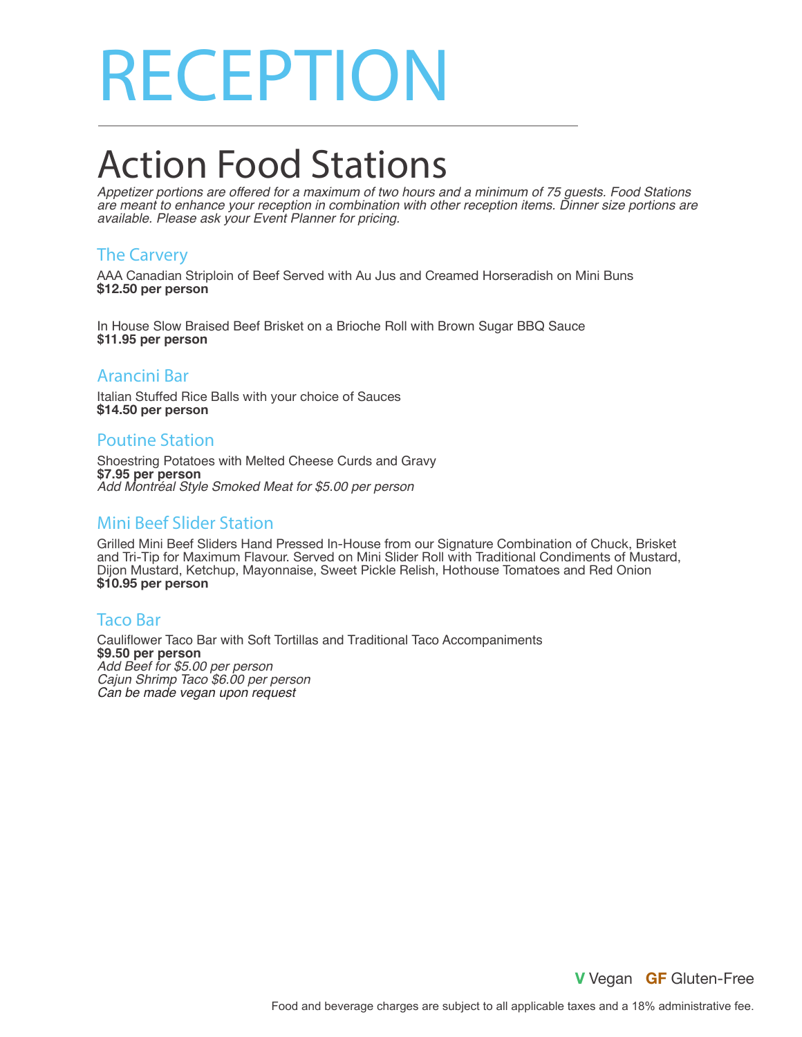# RECEPTION

## Action Food Stations

*Appetizer portions are offered for a maximum of two hours and a minimum of 75 guests. Food Stations are meant to enhance your reception in combination with other reception items. Dinner size portions are available. Please ask your Event Planner for pricing.*

### The Carvery

AAA Canadian Striploin of Beef Served with Au Jus and Creamed Horseradish on Mini Buns
**$12.50 per person**

In House Slow Braised Beef Brisket on a Brioche Roll with Brown Sugar BBQ Sauce
**$11.95 per person**

### Arancini Bar

Italian Stuffed Rice Balls with your choice of Sauces
**$14.50 per person**

### Poutine Station

Shoestring Potatoes with Melted Cheese Curds and Gravy
**$7.95 per person**
*Add Montréal Style Smoked Meat for $5.00 per person*

### Mini Beef Slider Station

Grilled Mini Beef Sliders Hand Pressed In-House from our Signature Combination of Chuck, Brisket and Tri-Tip for Maximum Flavour. Served on Mini Slider Roll with Traditional Condiments of Mustard, Dijon Mustard, Ketchup, Mayonnaise, Sweet Pickle Relish, Hothouse Tomatoes and Red Onion
**$10.95 per person**

### Taco Bar

Cauliflower Taco Bar with Soft Tortillas and Traditional Taco Accompaniments
**$9.50 per person**
*Add Beef for $5.00 per person*
*Cajun Shrimp Taco $6.00 per person*
*Can be made vegan upon request*

**V** Vegan **GF** Gluten-Free

Food and beverage charges are subject to all applicable taxes and a 18% administrative fee.